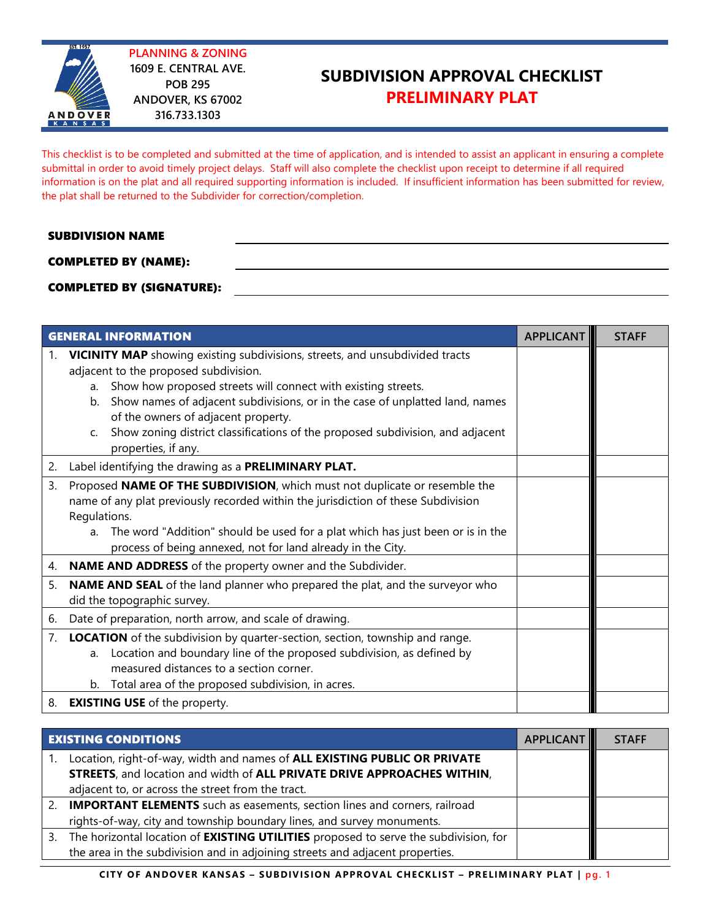PLANNING & ZONING
1609 E. CENTRAL AVE.
POB 295
ANDOVER, KS 67002
316.733.1303

# SUBDIVISION APPROVAL CHECKLIST
## PRELIMINARY PLAT

This checklist is to be completed and submitted at the time of application, and is intended to assist an applicant in ensuring a complete submittal in order to avoid timely project delays. Staff will also complete the checklist upon receipt to determine if all required information is on the plat and all required supporting information is included. If insufficient information has been submitted for review, the plat shall be returned to the Subdivider for correction/completion.

**SUBDIVISION NAME** ______________________________

**COMPLETED BY (NAME):** ______________________________

**COMPLETED BY (SIGNATURE):** ______________________________

| GENERAL INFORMATION | APPLICANT | STAFF |
|---|---|---|
| 1. **VICINITY MAP** showing existing subdivisions, streets, and unsubdivided tracts adjacent to the proposed subdivision.<br>a. Show how proposed streets will connect with existing streets.<br>b. Show names of adjacent subdivisions, or in the case of unplatted land, names of the owners of adjacent property.<br>c. Show zoning district classifications of the proposed subdivision, and adjacent properties, if any. | | |
| 2. Label identifying the drawing as a **PRELIMINARY PLAT.** | | |
| 3. Proposed **NAME OF THE SUBDIVISION**, which must not duplicate or resemble the name of any plat previously recorded within the jurisdiction of these Subdivision Regulations.<br>a. The word "Addition" should be used for a plat which has just been or is in the process of being annexed, not for land already in the City. | | |
| 4. **NAME AND ADDRESS** of the property owner and the Subdivider. | | |
| 5. **NAME AND SEAL** of the land planner who prepared the plat, and the surveyor who did the topographic survey. | | |
| 6. Date of preparation, north arrow, and scale of drawing. | | |
| 7. **LOCATION** of the subdivision by quarter-section, section, township and range.<br>a. Location and boundary line of the proposed subdivision, as defined by measured distances to a section corner.<br>b. Total area of the proposed subdivision, in acres. | | |
| 8. **EXISTING USE** of the property. | | |

| EXISTING CONDITIONS | APPLICANT | STAFF |
|---|---|---|
| 1. Location, right-of-way, width and names of **ALL EXISTING PUBLIC OR PRIVATE STREETS**, and location and width of **ALL PRIVATE DRIVE APPROACHES WITHIN**, adjacent to, or across the street from the tract. | | |
| 2. **IMPORTANT ELEMENTS** such as easements, section lines and corners, railroad rights-of-way, city and township boundary lines, and survey monuments. | | |
| 3. The horizontal location of **EXISTING UTILITIES** proposed to serve the subdivision, for the area in the subdivision and in adjoining streets and adjacent properties. | | |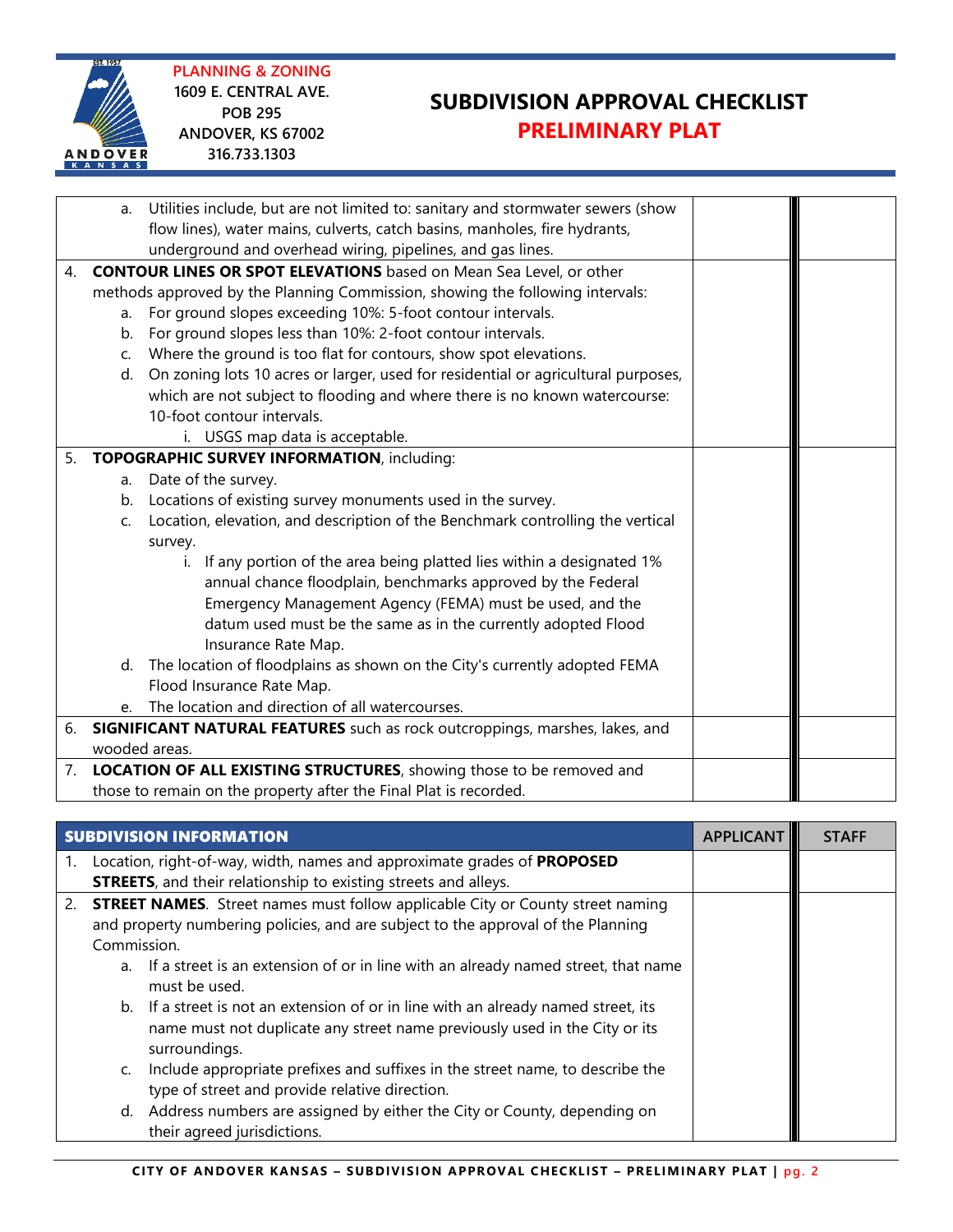# SUBDIVISION APPROVAL CHECKLIST
## PRELIMINARY PLAT

**PLANNING & ZONING**
1609 E. CENTRAL AVE.
POB 295
ANDOVER, KS 67002
316.733.1303

| | | |
|---|---|---|
| a. Utilities include, but are not limited to: sanitary and stormwater sewers (show flow lines), water mains, culverts, catch basins, manholes, fire hydrants, underground and overhead wiring, pipelines, and gas lines. | | |
| 4. **CONTOUR LINES OR SPOT ELEVATIONS** based on Mean Sea Level, or other methods approved by the Planning Commission, showing the following intervals:<br>a. For ground slopes exceeding 10%: 5-foot contour intervals.<br>b. For ground slopes less than 10%: 2-foot contour intervals.<br>c. Where the ground is too flat for contours, show spot elevations.<br>d. On zoning lots 10 acres or larger, used for residential or agricultural purposes, which are not subject to flooding and where there is no known watercourse: 10-foot contour intervals.<br>i. USGS map data is acceptable. | | |
| 5. **TOPOGRAPHIC SURVEY INFORMATION**, including:<br>a. Date of the survey.<br>b. Locations of existing survey monuments used in the survey.<br>c. Location, elevation, and description of the Benchmark controlling the vertical survey.<br>i. If any portion of the area being platted lies within a designated 1% annual chance floodplain, benchmarks approved by the Federal Emergency Management Agency (FEMA) must be used, and the datum used must be the same as in the currently adopted Flood Insurance Rate Map.<br>d. The location of floodplains as shown on the City's currently adopted FEMA Flood Insurance Rate Map.<br>e. The location and direction of all watercourses. | | |
| 6. **SIGNIFICANT NATURAL FEATURES** such as rock outcroppings, marshes, lakes, and wooded areas. | | |
| 7. **LOCATION OF ALL EXISTING STRUCTURES**, showing those to be removed and those to remain on the property after the Final Plat is recorded. | | |

| **SUBDIVISION INFORMATION** | APPLICANT | STAFF |
|---|---|---|
| 1. Location, right-of-way, width, names and approximate grades of **PROPOSED STREETS**, and their relationship to existing streets and alleys. | | |
| 2. **STREET NAMES**. Street names must follow applicable City or County street naming and property numbering policies, and are subject to the approval of the Planning Commission.<br>a. If a street is an extension of or in line with an already named street, that name must be used.<br>b. If a street is not an extension of or in line with an already named street, its name must not duplicate any street name previously used in the City or its surroundings.<br>c. Include appropriate prefixes and suffixes in the street name, to describe the type of street and provide relative direction.<br>d. Address numbers are assigned by either the City or County, depending on their agreed jurisdictions. | | |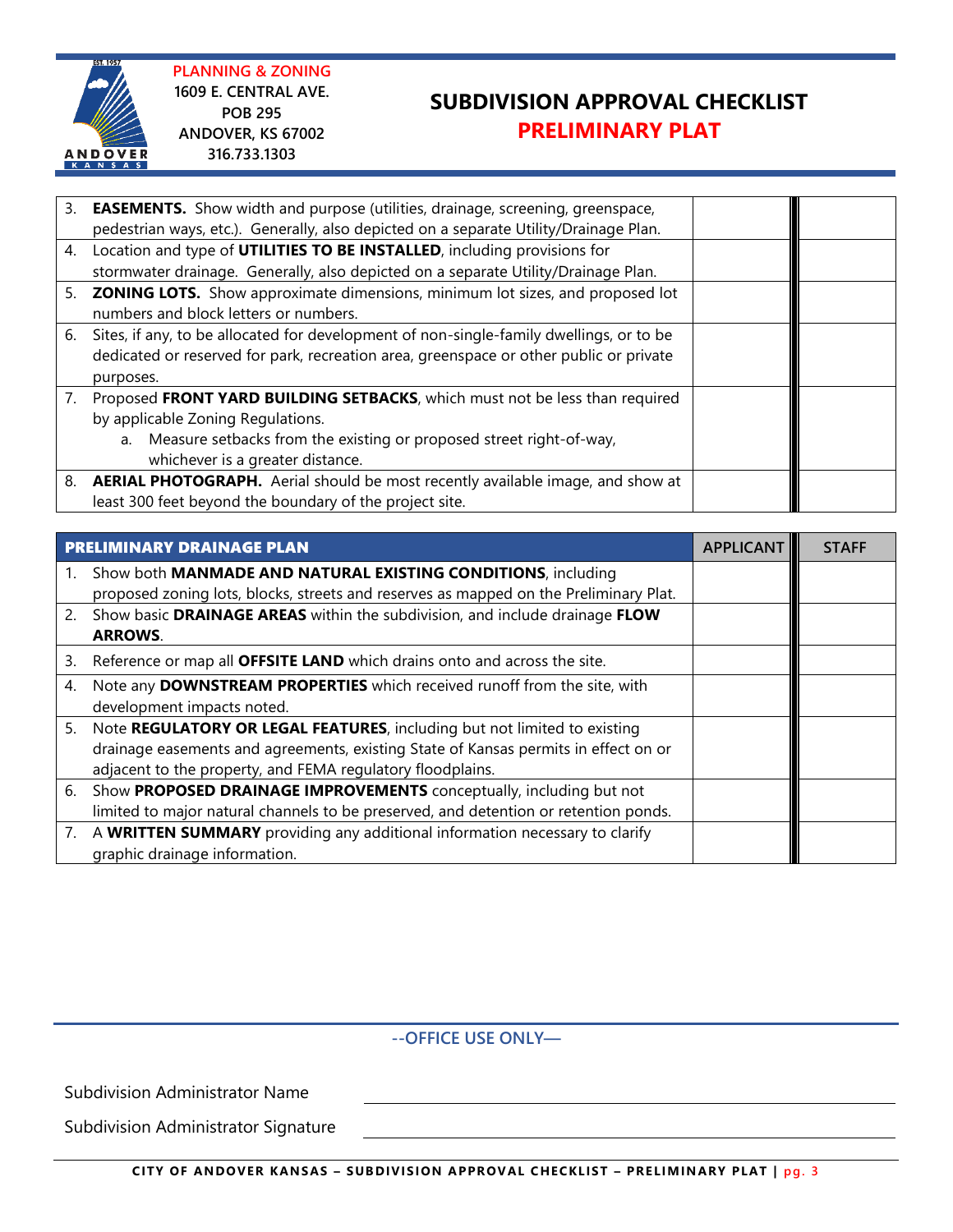| | | |
|---|---|---|
| 3. **EASEMENTS.** Show width and purpose (utilities, drainage, screening, greenspace, pedestrian ways, etc.). Generally, also depicted on a separate Utility/Drainage Plan. | | |
| 4. Location and type of **UTILITIES TO BE INSTALLED**, including provisions for stormwater drainage. Generally, also depicted on a separate Utility/Drainage Plan. | | |
| 5. **ZONING LOTS.** Show approximate dimensions, minimum lot sizes, and proposed lot numbers and block letters or numbers. | | |
| 6. Sites, if any, to be allocated for development of non-single-family dwellings, or to be dedicated or reserved for park, recreation area, greenspace or other public or private purposes. | | |
| 7. Proposed **FRONT YARD BUILDING SETBACKS**, which must not be less than required by applicable Zoning Regulations.<br>a. Measure setbacks from the existing or proposed street right-of-way, whichever is a greater distance. | | |
| 8. **AERIAL PHOTOGRAPH.** Aerial should be most recently available image, and show at least 300 feet beyond the boundary of the project site. | | |

| PRELIMINARY DRAINAGE PLAN | APPLICANT | STAFF |
|---|---|---|
| 1. Show both **MANMADE AND NATURAL EXISTING CONDITIONS**, including proposed zoning lots, blocks, streets and reserves as mapped on the Preliminary Plat. | | |
| 2. Show basic **DRAINAGE AREAS** within the subdivision, and include drainage **FLOW ARROWS**. | | |
| 3. Reference or map all **OFFSITE LAND** which drains onto and across the site. | | |
| 4. Note any **DOWNSTREAM PROPERTIES** which received runoff from the site, with development impacts noted. | | |
| 5. Note **REGULATORY OR LEGAL FEATURES**, including but not limited to existing drainage easements and agreements, existing State of Kansas permits in effect on or adjacent to the property, and FEMA regulatory floodplains. | | |
| 6. Show **PROPOSED DRAINAGE IMPROVEMENTS** conceptually, including but not limited to major natural channels to be preserved, and detention or retention ponds. | | |
| 7. A **WRITTEN SUMMARY** providing any additional information necessary to clarify graphic drainage information. | | |

--OFFICE USE ONLY—

Subdivision Administrator Name ______________________________

Subdivision Administrator Signature ______________________________